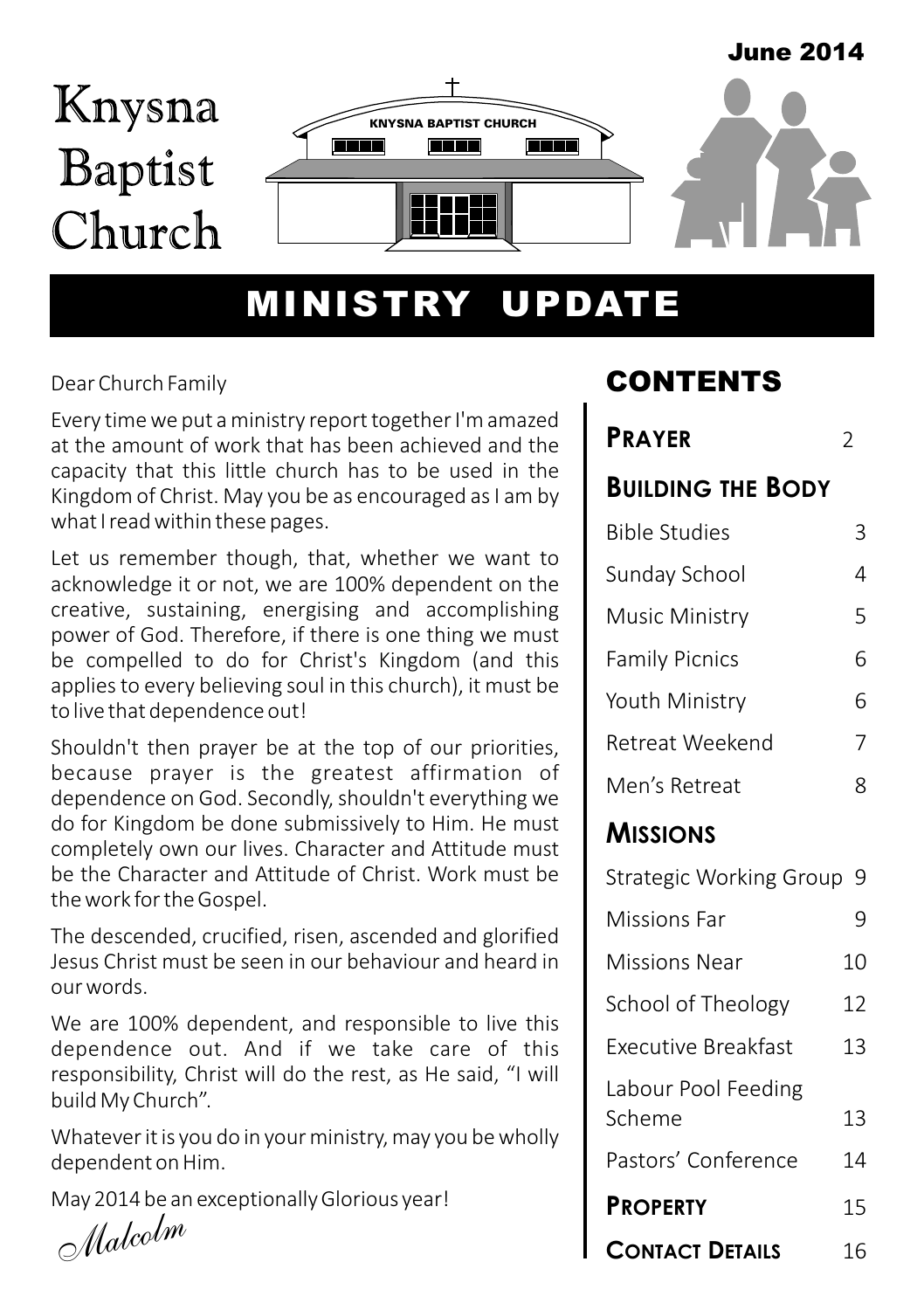June 2014

# Knysna Baptist Church

KNYSNA BAPTIST CHURCH

# MINISTRY UPDATE

Dear Church Family

Every time we put a ministry report together I'm amazed at the amount of work that has been achieved and the capacity that this little church has to be used in the Kingdom of Christ. May you be as encouraged as I am by what I read within these pages.

Let us remember though, that, whether we want to acknowledge it or not, we are 100% dependent on the creative, sustaining, energising and accomplishing power of God. Therefore, if there is one thing we must be compelled to do for Christ's Kingdom (and this applies to every believing soul in this church), it must be to live that dependence out!

Shouldn't then prayer be at the top of our priorities, because prayer is the greatest affirmation of dependence on God. Secondly, shouldn't everything we do for Kingdom be done submissively to Him. He must completely own our lives. Character and Attitude must be the Character and Attitude of Christ. Work must be the work for the Gospel.

The descended, crucified, risen, ascended and glorified Jesus Christ must be seen in our behaviour and heard in our words.

We are 100% dependent, and responsible to live this dependence out. And if we take care of this responsibility, Christ will do the rest, as He said, "I will build My Church".

Whatever it is you do in your ministry, may you be wholly dependent on Him.

May 2014 be an exceptionally Glorious year!

*Malcolm*

## CONTENTS

**PRAYER** 2

**BUILDING THE BODY**

- Bible Studies 3
- Sunday School 4
- Music Ministry 5
- Family Picnics 6
- Youth Ministry 6
- Retreat Weekend 7
- Men's Retreat 8

**MISSIONS**

- Strategic Working Group 9
- Missions Far 9
- Missions Near 10
- School of Theology 12
- Executive Breakfast 13
- Labour Pool Feeding Scheme 13
- Pastors' Conference 14

**PROPERTY** 15

**CONTACT DETAILS** 16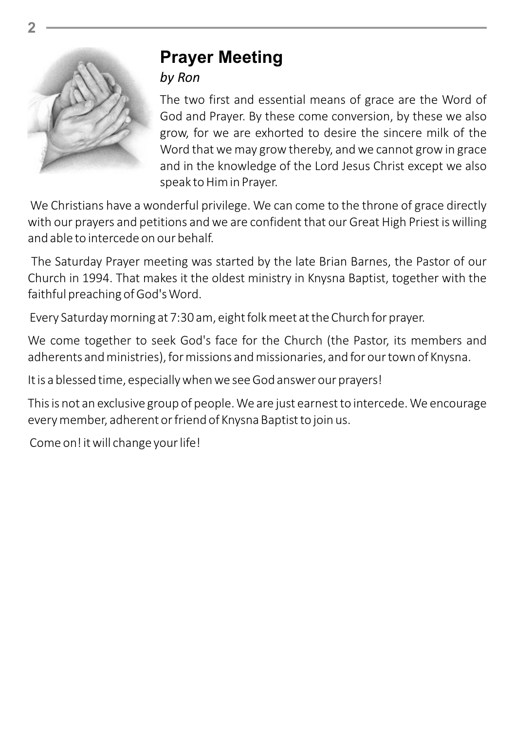# Prayer Meeting

*by Ron*

The two first and essential means of grace are the Word of God and Prayer. By these come conversion, by these we also grow, for we are exhorted to desire the sincere milk of the Word that we may grow thereby, and we cannot grow in grace and in the knowledge of the Lord Jesus Christ except we also speak to Him in Prayer.

We Christians have a wonderful privilege. We can come to the throne of grace directly with our prayers and petitions and we are confident that our Great High Priest is willing and able to intercede on our behalf.

The Saturday Prayer meeting was started by the late Brian Barnes, the Pastor of our Church in 1994. That makes it the oldest ministry in Knysna Baptist, together with the faithful preaching of God's Word.

Every Saturday morning at 7:30 am, eight folk meet at the Church for prayer.

We come together to seek God's face for the Church (the Pastor, its members and adherents and ministries), for missions and missionaries, and for our town of Knysna.

It is a blessed time, especially when we see God answer our prayers!

This is not an exclusive group of people. We are just earnest to intercede. We encourage every member, adherent or friend of Knysna Baptist to join us.

Come on! it will change your life!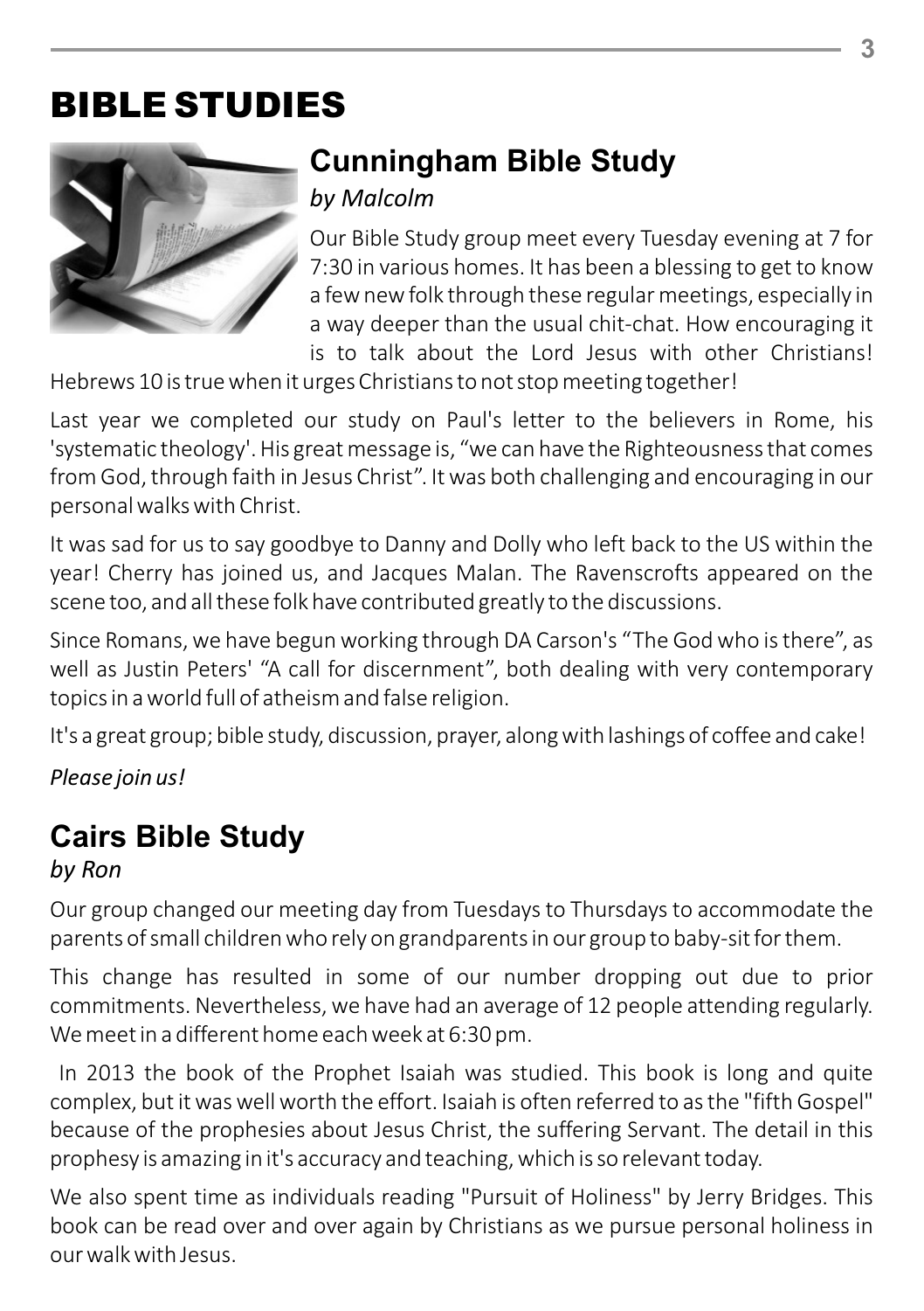# BIBLE STUDIES

## Cunningham Bible Study

*by Malcolm*

Our Bible Study group meet every Tuesday evening at 7 for 7:30 in various homes. It has been a blessing to get to know a few new folk through these regular meetings, especially in a way deeper than the usual chit-chat. How encouraging it is to talk about the Lord Jesus with other Christians! Hebrews 10 is true when it urges Christians to not stop meeting together!

Last year we completed our study on Paul's letter to the believers in Rome, his 'systematic theology'. His great message is, "we can have the Righteousness that comes from God, through faith in Jesus Christ". It was both challenging and encouraging in our personal walks with Christ.

It was sad for us to say goodbye to Danny and Dolly who left back to the US within the year! Cherry has joined us, and Jacques Malan. The Ravenscrofts appeared on the scene too, and all these folk have contributed greatly to the discussions.

Since Romans, we have begun working through DA Carson's "The God who is there", as well as Justin Peters' "A call for discernment", both dealing with very contemporary topics in a world full of atheism and false religion.

It's a great group; bible study, discussion, prayer, along with lashings of coffee and cake!

*Please join us!*

## Cairs Bible Study

*by Ron*

Our group changed our meeting day from Tuesdays to Thursdays to accommodate the parents of small children who rely on grandparents in our group to baby-sit for them.

This change has resulted in some of our number dropping out due to prior commitments. Nevertheless, we have had an average of 12 people attending regularly. We meet in a different home each week at 6:30 pm.

In 2013 the book of the Prophet Isaiah was studied. This book is long and quite complex, but it was well worth the effort. Isaiah is often referred to as the "fifth Gospel" because of the prophesies about Jesus Christ, the suffering Servant. The detail in this prophesy is amazing in it's accuracy and teaching, which is so relevant today.

We also spent time as individuals reading "Pursuit of Holiness" by Jerry Bridges. This book can be read over and over again by Christians as we pursue personal holiness in our walk with Jesus.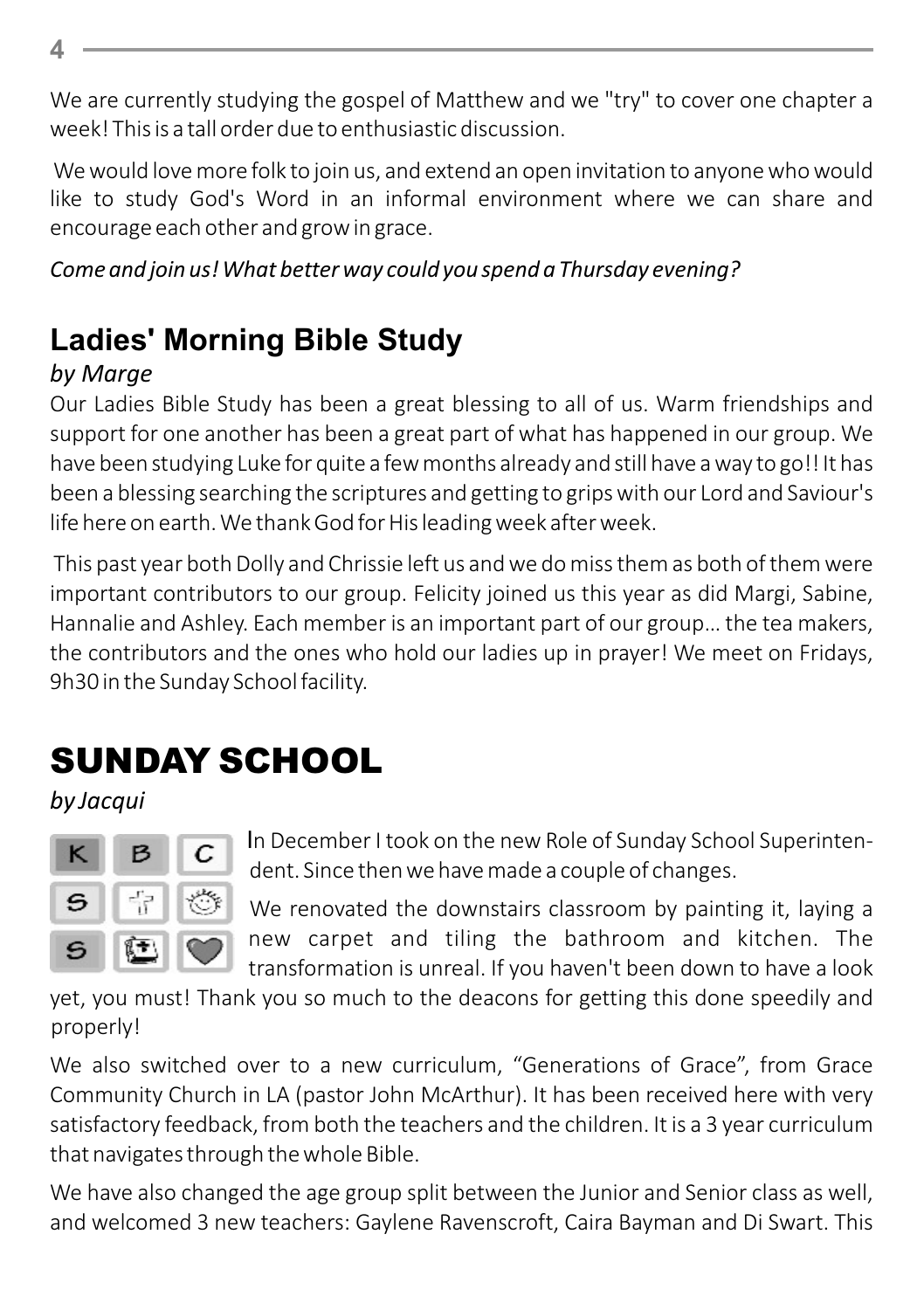We are currently studying the gospel of Matthew and we "try" to cover one chapter a week! This is a tall order due to enthusiastic discussion.

We would love more folk to join us, and extend an open invitation to anyone who would like to study God's Word in an informal environment where we can share and encourage each other and grow in grace.

*Come and join us! What better way could you spend a Thursday evening?*

## Ladies' Morning Bible Study

*by Marge*

Our Ladies Bible Study has been a great blessing to all of us. Warm friendships and support for one another has been a great part of what has happened in our group. We have been studying Luke for quite a few months already and still have a way to go!! It has been a blessing searching the scriptures and getting to grips with our Lord and Saviour's life here on earth. We thank God for His leading week after week.

This past year both Dolly and Chrissie left us and we do miss them as both of them were important contributors to our group. Felicity joined us this year as did Margi, Sabine, Hannalie and Ashley. Each member is an important part of our group… the tea makers, the contributors and the ones who hold our ladies up in prayer! We meet on Fridays, 9h30 in the Sunday School facility.

# SUNDAY SCHOOL

*by Jacqui*

In December I took on the new Role of Sunday School Superintendent. Since then we have made a couple of changes.

We renovated the downstairs classroom by painting it, laying a new carpet and tiling the bathroom and kitchen. The transformation is unreal. If you haven't been down to have a look yet, you must! Thank you so much to the deacons for getting this done speedily and properly!

We also switched over to a new curriculum, "Generations of Grace", from Grace Community Church in LA (pastor John McArthur). It has been received here with very satisfactory feedback, from both the teachers and the children. It is a 3 year curriculum that navigates through the whole Bible.

We have also changed the age group split between the Junior and Senior class as well, and welcomed 3 new teachers: Gaylene Ravenscroft, Caira Bayman and Di Swart. This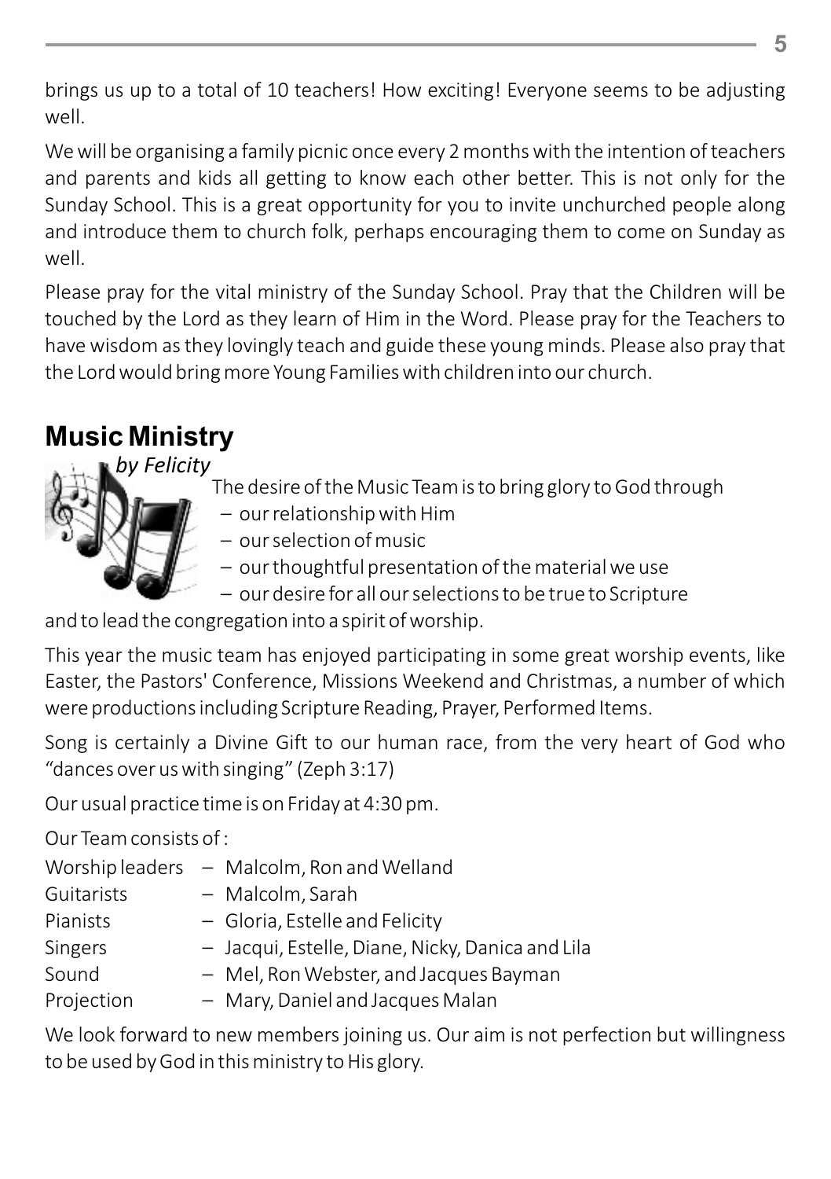brings us up to a total of 10 teachers! How exciting! Everyone seems to be adjusting well.

We will be organising a family picnic once every 2 months with the intention of teachers and parents and kids all getting to know each other better. This is not only for the Sunday School. This is a great opportunity for you to invite unchurched people along and introduce them to church folk, perhaps encouraging them to come on Sunday as well.

Please pray for the vital ministry of the Sunday School. Pray that the Children will be touched by the Lord as they learn of Him in the Word. Please pray for the Teachers to have wisdom as they lovingly teach and guide these young minds. Please also pray that the Lord would bring more Young Families with children into our church.

## Music Ministry

*by Felicity*

The desire of the Music Team is to bring glory to God through

- our relationship with Him
- our selection of music
- our thoughtful presentation of the material we use
- our desire for all our selections to be true to Scripture

and to lead the congregation into a spirit of worship.

This year the music team has enjoyed participating in some great worship events, like Easter, the Pastors' Conference, Missions Weekend and Christmas, a number of which were productions including Scripture Reading, Prayer, Performed Items.

Song is certainly a Divine Gift to our human race, from the very heart of God who "dances over us with singing" (Zeph 3:17)

Our usual practice time is on Friday at 4:30 pm.

Our Team consists of :

| | |
|---|---|
| Worship leaders | – Malcolm, Ron and Welland |
| Guitarists | – Malcolm, Sarah |
| Pianists | – Gloria, Estelle and Felicity |
| Singers | – Jacqui, Estelle, Diane, Nicky, Danica and Lila |
| Sound | – Mel, Ron Webster, and Jacques Bayman |
| Projection | – Mary, Daniel and Jacques Malan |

We look forward to new members joining us. Our aim is not perfection but willingness to be used by God in this ministry to His glory.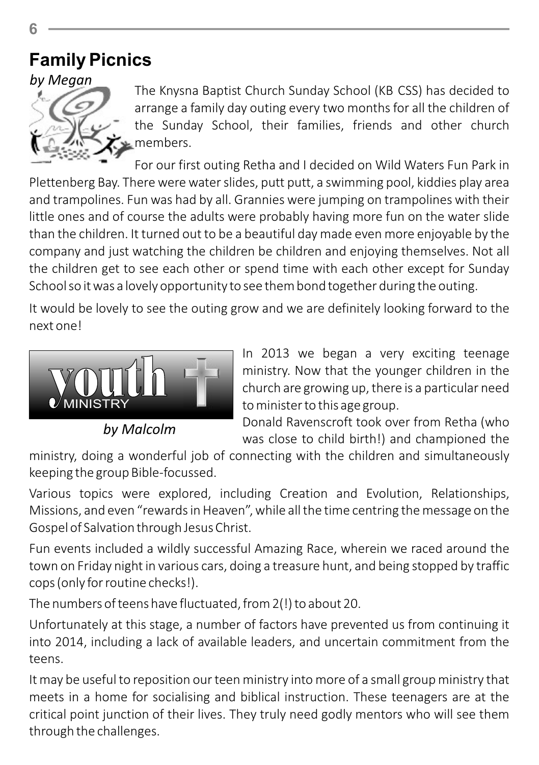## Family Picnics

*by Megan*

The Knysna Baptist Church Sunday School (KB CSS) has decided to arrange a family day outing every two months for all the children of the Sunday School, their families, friends and other church members.

For our first outing Retha and I decided on Wild Waters Fun Park in Plettenberg Bay. There were water slides, putt putt, a swimming pool, kiddies play area and trampolines. Fun was had by all. Grannies were jumping on trampolines with their little ones and of course the adults were probably having more fun on the water slide than the children. It turned out to be a beautiful day made even more enjoyable by the company and just watching the children be children and enjoying themselves. Not all the children get to see each other or spend time with each other except for Sunday School so it was a lovely opportunity to see them bond together during the outing.

It would be lovely to see the outing grow and we are definitely looking forward to the next one!

## youth MINISTRY

*by Malcolm*

In 2013 we began a very exciting teenage ministry. Now that the younger children in the church are growing up, there is a particular need to minister to this age group.

Donald Ravenscroft took over from Retha (who was close to child birth!) and championed the ministry, doing a wonderful job of connecting with the children and simultaneously keeping the group Bible-focussed.

Various topics were explored, including Creation and Evolution, Relationships, Missions, and even "rewards in Heaven", while all the time centring the message on the Gospel of Salvation through Jesus Christ.

Fun events included a wildly successful Amazing Race, wherein we raced around the town on Friday night in various cars, doing a treasure hunt, and being stopped by traffic cops (only for routine checks!).

The numbers of teens have fluctuated, from 2(!) to about 20.

Unfortunately at this stage, a number of factors have prevented us from continuing it into 2014, including a lack of available leaders, and uncertain commitment from the teens.

It may be useful to reposition our teen ministry into more of a small group ministry that meets in a home for socialising and biblical instruction. These teenagers are at the critical point junction of their lives. They truly need godly mentors who will see them through the challenges.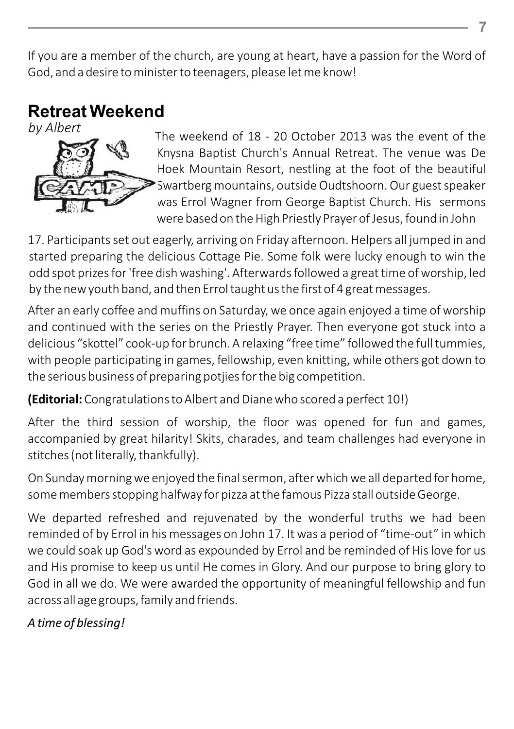If you are a member of the church, are young at heart, have a passion for the Word of God, and a desire to minister to teenagers, please let me know!

## Retreat Weekend

*by Albert*

The weekend of 18 - 20 October 2013 was the event of the Knysna Baptist Church's Annual Retreat. The venue was De Hoek Mountain Resort, nestling at the foot of the beautiful Swartberg mountains, outside Oudtshoorn. Our guest speaker was Errol Wagner from George Baptist Church. His sermons were based on the High Priestly Prayer of Jesus, found in John 17. Participants set out eagerly, arriving on Friday afternoon. Helpers all jumped in and started preparing the delicious Cottage Pie. Some folk were lucky enough to win the odd spot prizes for 'free dish washing'. Afterwards followed a great time of worship, led by the new youth band, and then Errol taught us the first of 4 great messages.

After an early coffee and muffins on Saturday, we once again enjoyed a time of worship and continued with the series on the Priestly Prayer. Then everyone got stuck into a delicious "skottel" cook-up for brunch. A relaxing "free time" followed the full tummies, with people participating in games, fellowship, even knitting, while others got down to the serious business of preparing potjies for the big competition.

**(Editorial:** Congratulations to Albert and Diane who scored a perfect 10!)

After the third session of worship, the floor was opened for fun and games, accompanied by great hilarity! Skits, charades, and team challenges had everyone in stitches (not literally, thankfully).

On Sunday morning we enjoyed the final sermon, after which we all departed for home, some members stopping halfway for pizza at the famous Pizza stall outside George.

We departed refreshed and rejuvenated by the wonderful truths we had been reminded of by Errol in his messages on John 17. It was a period of "time-out" in which we could soak up God's word as expounded by Errol and be reminded of His love for us and His promise to keep us until He comes in Glory. And our purpose to bring glory to God in all we do. We were awarded the opportunity of meaningful fellowship and fun across all age groups, family and friends.

*A time of blessing!*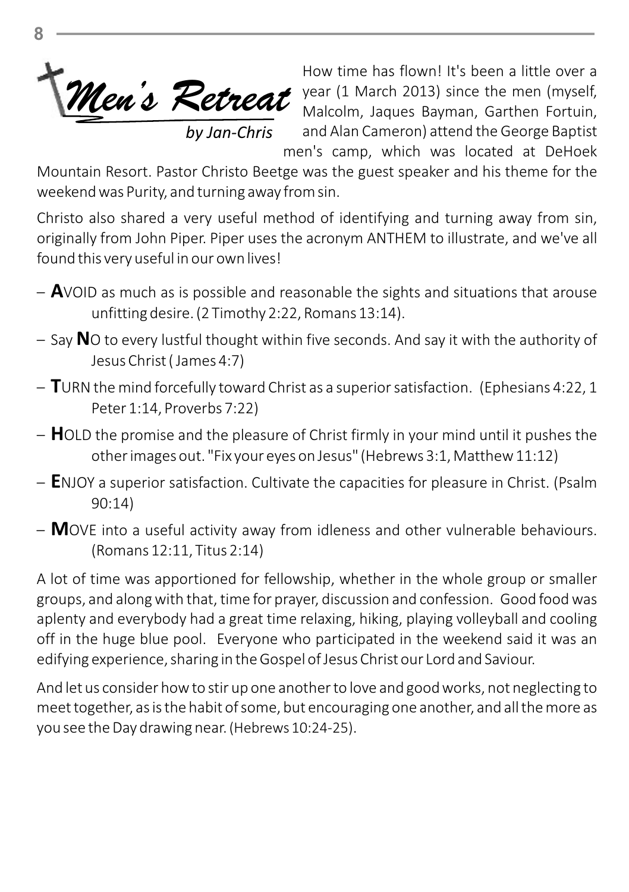# Men's Retreat

*by Jan-Chris*

How time has flown! It's been a little over a year (1 March 2013) since the men (myself, Malcolm, Jaques Bayman, Garthen Fortuin, and Alan Cameron) attend the George Baptist men's camp, which was located at DeHoek Mountain Resort. Pastor Christo Beetge was the guest speaker and his theme for the weekend was Purity, and turning away from sin.

Christo also shared a very useful method of identifying and turning away from sin, originally from John Piper. Piper uses the acronym ANTHEM to illustrate, and we've all found this very useful in our own lives!

- **A**VOID as much as is possible and reasonable the sights and situations that arouse unfitting desire. (2 Timothy 2:22, Romans 13:14).
- Say **N**O to every lustful thought within five seconds. And say it with the authority of Jesus Christ ( James 4:7)
- **T**URN the mind forcefully toward Christ as a superior satisfaction. (Ephesians 4:22, 1 Peter 1:14, Proverbs 7:22)
- **H**OLD the promise and the pleasure of Christ firmly in your mind until it pushes the other images out. "Fix your eyes on Jesus" (Hebrews 3:1, Matthew 11:12)
- **E**NJOY a superior satisfaction. Cultivate the capacities for pleasure in Christ. (Psalm 90:14)
- **M**OVE into a useful activity away from idleness and other vulnerable behaviours. (Romans 12:11, Titus 2:14)

A lot of time was apportioned for fellowship, whether in the whole group or smaller groups, and along with that, time for prayer, discussion and confession. Good food was aplenty and everybody had a great time relaxing, hiking, playing volleyball and cooling off in the huge blue pool. Everyone who participated in the weekend said it was an edifying experience, sharing in the Gospel of Jesus Christ our Lord and Saviour.

And let us consider how to stir up one another to love and good works, not neglecting to meet together, as is the habit of some, but encouraging one another, and all the more as you see the Day drawing near. (Hebrews 10:24-25).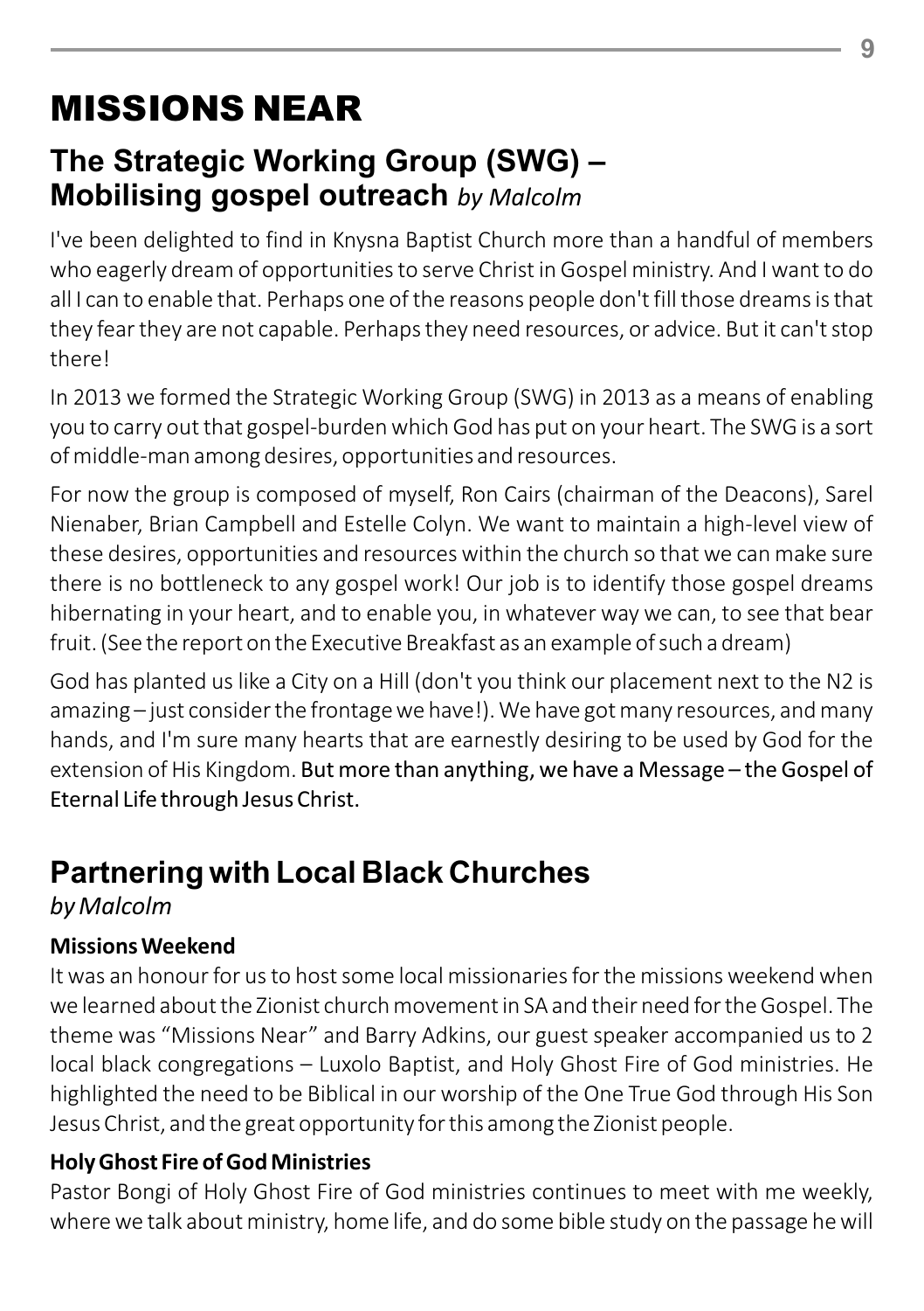# MISSIONS NEAR

## The Strategic Working Group (SWG) – Mobilising gospel outreach *by Malcolm*

I've been delighted to find in Knysna Baptist Church more than a handful of members who eagerly dream of opportunities to serve Christ in Gospel ministry. And I want to do all I can to enable that. Perhaps one of the reasons people don't fill those dreams is that they fear they are not capable. Perhaps they need resources, or advice. But it can't stop there!

In 2013 we formed the Strategic Working Group (SWG) in 2013 as a means of enabling you to carry out that gospel-burden which God has put on your heart. The SWG is a sort of middle-man among desires, opportunities and resources.

For now the group is composed of myself, Ron Cairs (chairman of the Deacons), Sarel Nienaber, Brian Campbell and Estelle Colyn. We want to maintain a high-level view of these desires, opportunities and resources within the church so that we can make sure there is no bottleneck to any gospel work! Our job is to identify those gospel dreams hibernating in your heart, and to enable you, in whatever way we can, to see that bear fruit. (See the report on the Executive Breakfast as an example of such a dream)

God has planted us like a City on a Hill (don't you think our placement next to the N2 is amazing – just consider the frontage we have!). We have got many resources, and many hands, and I'm sure many hearts that are earnestly desiring to be used by God for the extension of His Kingdom. But more than anything, we have a Message – the Gospel of Eternal Life through Jesus Christ.

## Partnering with Local Black Churches

*by Malcolm*

**Missions Weekend**

It was an honour for us to host some local missionaries for the missions weekend when we learned about the Zionist church movement in SA and their need for the Gospel. The theme was "Missions Near" and Barry Adkins, our guest speaker accompanied us to 2 local black congregations – Luxolo Baptist, and Holy Ghost Fire of God ministries. He highlighted the need to be Biblical in our worship of the One True God through His Son Jesus Christ, and the great opportunity for this among the Zionist people.

**Holy Ghost Fire of God Ministries**

Pastor Bongi of Holy Ghost Fire of God ministries continues to meet with me weekly, where we talk about ministry, home life, and do some bible study on the passage he will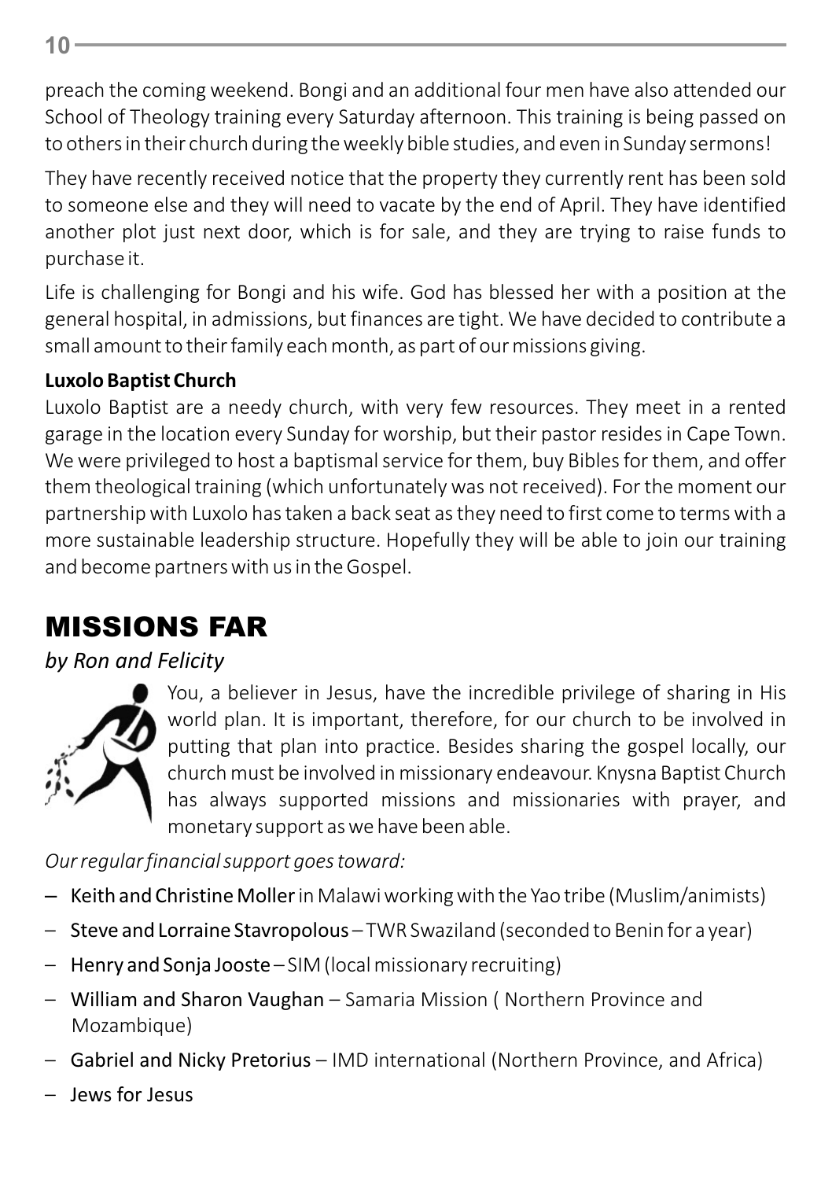preach the coming weekend. Bongi and an additional four men have also attended our School of Theology training every Saturday afternoon. This training is being passed on to others in their church during the weekly bible studies, and even in Sunday sermons!

They have recently received notice that the property they currently rent has been sold to someone else and they will need to vacate by the end of April. They have identified another plot just next door, which is for sale, and they are trying to raise funds to purchase it.

Life is challenging for Bongi and his wife. God has blessed her with a position at the general hospital, in admissions, but finances are tight. We have decided to contribute a small amount to their family each month, as part of our missions giving.

**Luxolo Baptist Church**

Luxolo Baptist are a needy church, with very few resources. They meet in a rented garage in the location every Sunday for worship, but their pastor resides in Cape Town. We were privileged to host a baptismal service for them, buy Bibles for them, and offer them theological training (which unfortunately was not received). For the moment our partnership with Luxolo has taken a back seat as they need to first come to terms with a more sustainable leadership structure. Hopefully they will be able to join our training and become partners with us in the Gospel.

# MISSIONS FAR

*by Ron and Felicity*

You, a believer in Jesus, have the incredible privilege of sharing in His world plan. It is important, therefore, for our church to be involved in putting that plan into practice. Besides sharing the gospel locally, our church must be involved in missionary endeavour. Knysna Baptist Church has always supported missions and missionaries with prayer, and monetary support as we have been able.

*Our regular financial support goes toward:*

- Keith and Christine Moller in Malawi working with the Yao tribe (Muslim/animists)
- Steve and Lorraine Stavropolous – TWR Swaziland (seconded to Benin for a year)
- Henry and Sonja Jooste – SIM (local missionary recruiting)
- William and Sharon Vaughan – Samaria Mission ( Northern Province and Mozambique)
- Gabriel and Nicky Pretorius – IMD international (Northern Province, and Africa)
- Jews for Jesus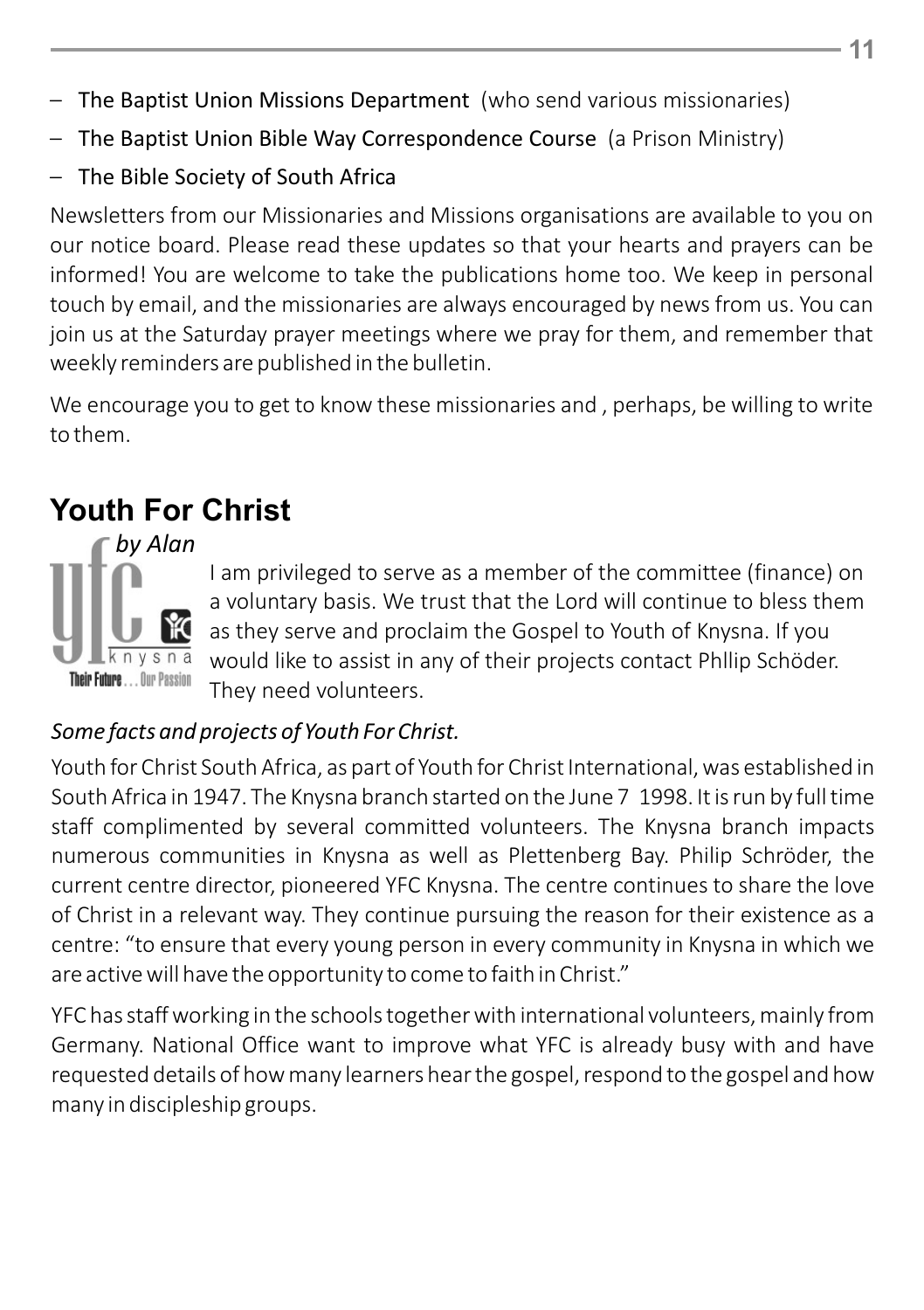- The Baptist Union Missions Department (who send various missionaries)
- The Baptist Union Bible Way Correspondence Course (a Prison Ministry)
- The Bible Society of South Africa

Newsletters from our Missionaries and Missions organisations are available to you on our notice board. Please read these updates so that your hearts and prayers can be informed! You are welcome to take the publications home too. We keep in personal touch by email, and the missionaries are always encouraged by news from us. You can join us at the Saturday prayer meetings where we pray for them, and remember that weekly reminders are published in the bulletin.

We encourage you to get to know these missionaries and , perhaps, be willing to write to them.

## Youth For Christ

*by Alan*

I am privileged to serve as a member of the committee (finance) on a voluntary basis. We trust that the Lord will continue to bless them as they serve and proclaim the Gospel to Youth of Knysna. If you would like to assist in any of their projects contact Phllip Schöder. They need volunteers.

*Some facts and projects of Youth For Christ.*

Youth for Christ South Africa, as part of Youth for Christ International, was established in South Africa in 1947. The Knysna branch started on the June 7 1998. It is run by full time staff complimented by several committed volunteers. The Knysna branch impacts numerous communities in Knysna as well as Plettenberg Bay. Philip Schröder, the current centre director, pioneered YFC Knysna. The centre continues to share the love of Christ in a relevant way. They continue pursuing the reason for their existence as a centre: "to ensure that every young person in every community in Knysna in which we are active will have the opportunity to come to faith in Christ."

YFC has staff working in the schools together with international volunteers, mainly from Germany. National Office want to improve what YFC is already busy with and have requested details of how many learners hear the gospel, respond to the gospel and how many in discipleship groups.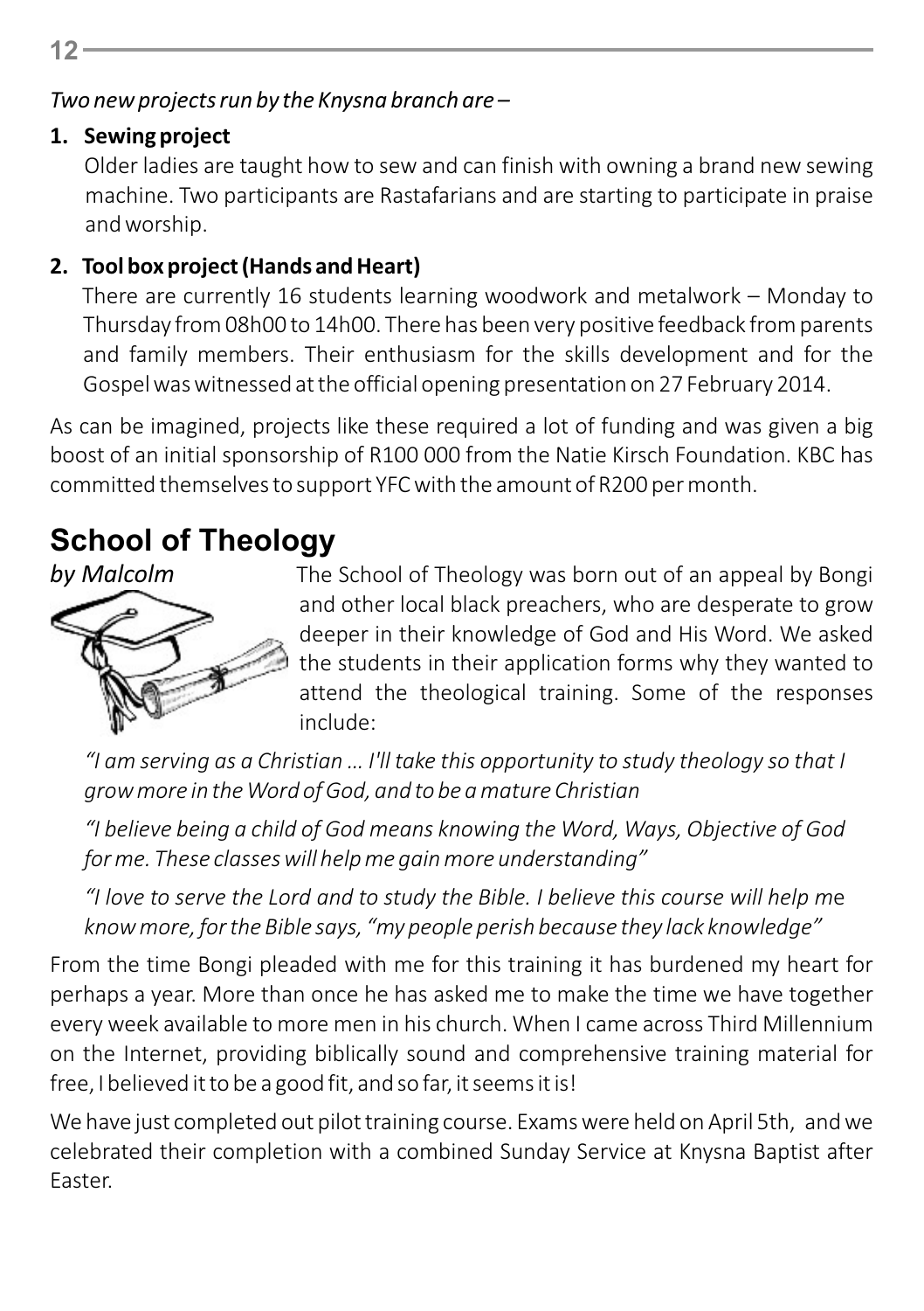*Two new projects run by the Knysna branch are –*

1. **Sewing project**
   Older ladies are taught how to sew and can finish with owning a brand new sewing machine. Two participants are Rastafarians and are starting to participate in praise and worship.

2. **Tool box project (Hands and Heart)**
   There are currently 16 students learning woodwork and metalwork – Monday to Thursday from 08h00 to 14h00. There has been very positive feedback from parents and family members. Their enthusiasm for the skills development and for the Gospel was witnessed at the official opening presentation on 27 February 2014.

As can be imagined, projects like these required a lot of funding and was given a big boost of an initial sponsorship of R100 000 from the Natie Kirsch Foundation. KBC has committed themselves to support YFC with the amount of R200 per month.

## School of Theology

*by Malcolm*

The School of Theology was born out of an appeal by Bongi and other local black preachers, who are desperate to grow deeper in their knowledge of God and His Word. We asked the students in their application forms why they wanted to attend the theological training. Some of the responses include:

*"I am serving as a Christian ... I'll take this opportunity to study theology so that I grow more in the Word of God, and to be a mature Christian*

*"I believe being a child of God means knowing the Word, Ways, Objective of God for me. These classes will help me gain more understanding"*

*"I love to serve the Lord and to study the Bible. I believe this course will help me know more, for the Bible says, "my people perish because they lack knowledge"*

From the time Bongi pleaded with me for this training it has burdened my heart for perhaps a year. More than once he has asked me to make the time we have together every week available to more men in his church. When I came across Third Millennium on the Internet, providing biblically sound and comprehensive training material for free, I believed it to be a good fit, and so far, it seems it is!

We have just completed out pilot training course. Exams were held on April 5th, and we celebrated their completion with a combined Sunday Service at Knysna Baptist after Easter.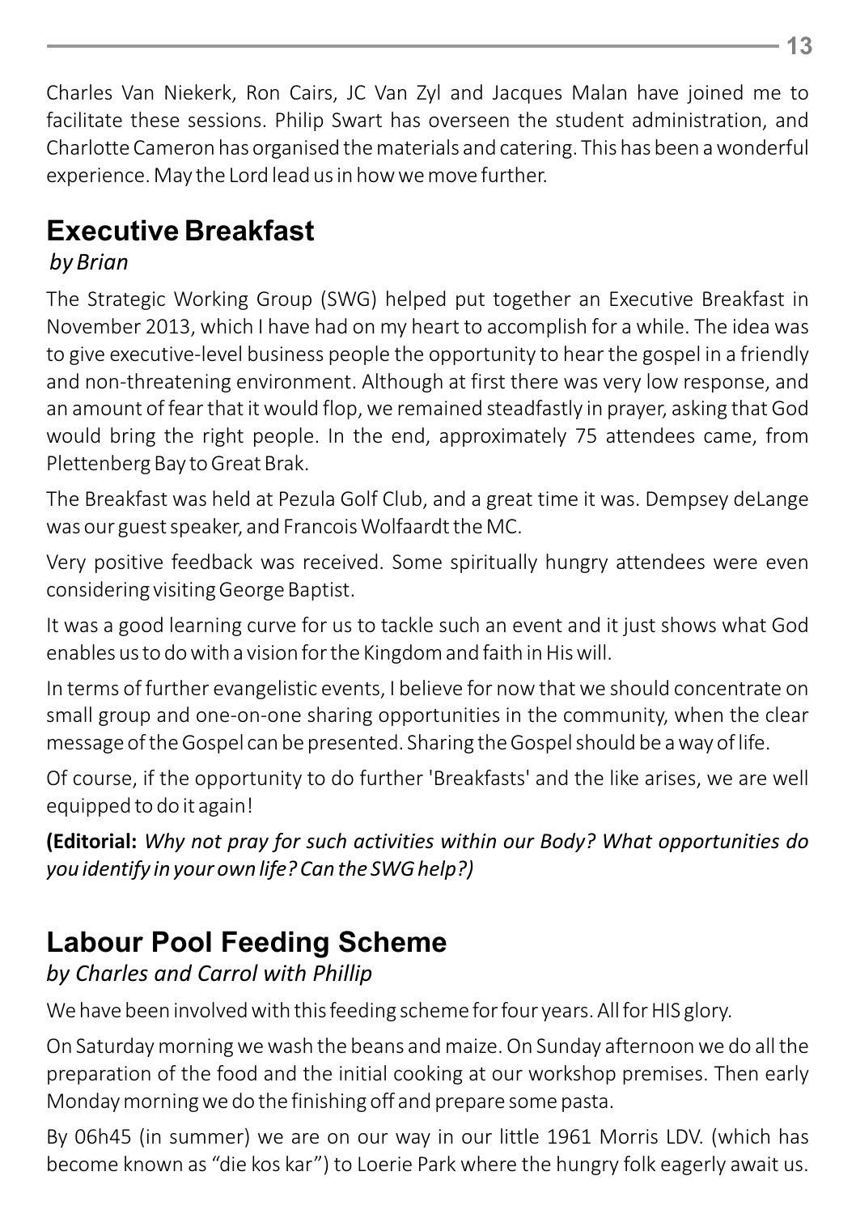Charles Van Niekerk, Ron Cairs, JC Van Zyl and Jacques Malan have joined me to facilitate these sessions. Philip Swart has overseen the student administration, and Charlotte Cameron has organised the materials and catering. This has been a wonderful experience. May the Lord lead us in how we move further.

## Executive Breakfast

*by Brian*

The Strategic Working Group (SWG) helped put together an Executive Breakfast in November 2013, which I have had on my heart to accomplish for a while. The idea was to give executive-level business people the opportunity to hear the gospel in a friendly and non-threatening environment. Although at first there was very low response, and an amount of fear that it would flop, we remained steadfastly in prayer, asking that God would bring the right people. In the end, approximately 75 attendees came, from Plettenberg Bay to Great Brak.

The Breakfast was held at Pezula Golf Club, and a great time it was. Dempsey deLange was our guest speaker, and Francois Wolfaardt the MC.

Very positive feedback was received. Some spiritually hungry attendees were even considering visiting George Baptist.

It was a good learning curve for us to tackle such an event and it just shows what God enables us to do with a vision for the Kingdom and faith in His will.

In terms of further evangelistic events, I believe for now that we should concentrate on small group and one-on-one sharing opportunities in the community, when the clear message of the Gospel can be presented. Sharing the Gospel should be a way of life.

Of course, if the opportunity to do further 'Breakfasts' and the like arises, we are well equipped to do it again!

**(Editorial:** *Why not pray for such activities within our Body? What opportunities do you identify in your own life? Can the SWG help?)*

## Labour Pool Feeding Scheme

*by Charles and Carrol with Phillip*

We have been involved with this feeding scheme for four years. All for HIS glory.

On Saturday morning we wash the beans and maize. On Sunday afternoon we do all the preparation of the food and the initial cooking at our workshop premises. Then early Monday morning we do the finishing off and prepare some pasta.

By 06h45 (in summer) we are on our way in our little 1961 Morris LDV. (which has become known as "die kos kar") to Loerie Park where the hungry folk eagerly await us.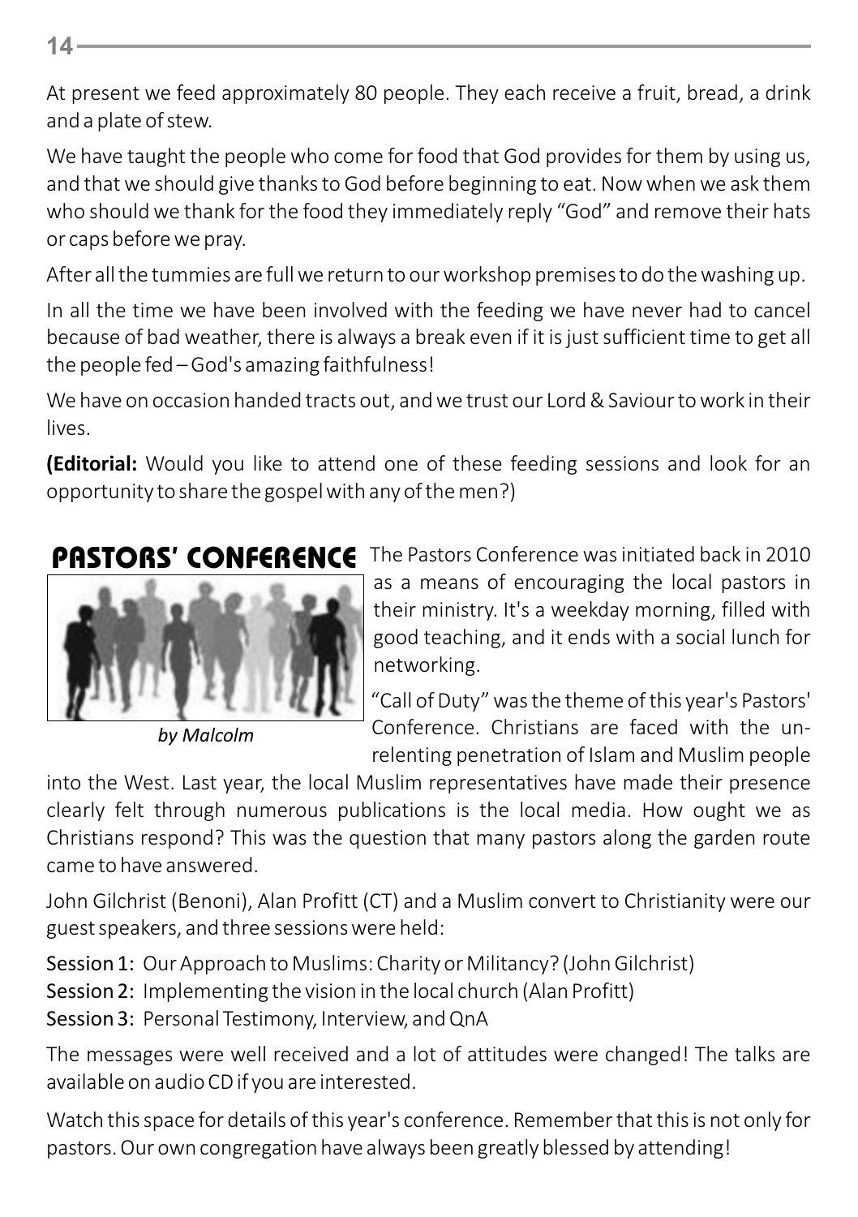At present we feed approximately 80 people. They each receive a fruit, bread, a drink and a plate of stew.

We have taught the people who come for food that God provides for them by using us, and that we should give thanks to God before beginning to eat. Now when we ask them who should we thank for the food they immediately reply "God" and remove their hats or caps before we pray.

After all the tummies are full we return to our workshop premises to do the washing up.

In all the time we have been involved with the feeding we have never had to cancel because of bad weather, there is always a break even if it is just sufficient time to get all the people fed – God's amazing faithfulness!

We have on occasion handed tracts out, and we trust our Lord & Saviour to work in their lives.

**(Editorial:** Would you like to attend one of these feeding sessions and look for an opportunity to share the gospel with any of the men?)

## PASTORS' CONFERENCE

*by Malcolm*

The Pastors Conference was initiated back in 2010 as a means of encouraging the local pastors in their ministry. It's a weekday morning, filled with good teaching, and it ends with a social lunch for networking.

"Call of Duty" was the theme of this year's Pastors' Conference. Christians are faced with the unrelenting penetration of Islam and Muslim people into the West. Last year, the local Muslim representatives have made their presence clearly felt through numerous publications is the local media. How ought we as Christians respond? This was the question that many pastors along the garden route came to have answered.

John Gilchrist (Benoni), Alan Profitt (CT) and a Muslim convert to Christianity were our guest speakers, and three sessions were held:

Session 1: Our Approach to Muslims: Charity or Militancy? (John Gilchrist)
Session 2: Implementing the vision in the local church (Alan Profitt)
Session 3: Personal Testimony, Interview, and QnA

The messages were well received and a lot of attitudes were changed! The talks are available on audio CD if you are interested.

Watch this space for details of this year's conference. Remember that this is not only for pastors. Our own congregation have always been greatly blessed by attending!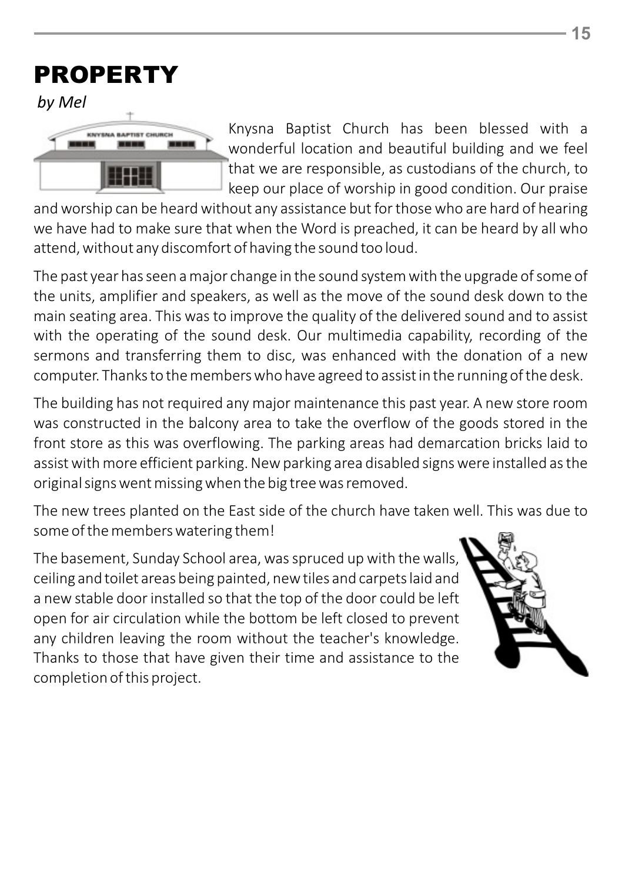# PROPERTY

*by Mel*

Knysna Baptist Church has been blessed with a wonderful location and beautiful building and we feel that we are responsible, as custodians of the church, to keep our place of worship in good condition. Our praise and worship can be heard without any assistance but for those who are hard of hearing we have had to make sure that when the Word is preached, it can be heard by all who attend, without any discomfort of having the sound too loud.

The past year has seen a major change in the sound system with the upgrade of some of the units, amplifier and speakers, as well as the move of the sound desk down to the main seating area. This was to improve the quality of the delivered sound and to assist with the operating of the sound desk. Our multimedia capability, recording of the sermons and transferring them to disc, was enhanced with the donation of a new computer. Thanks to the members who have agreed to assist in the running of the desk.

The building has not required any major maintenance this past year. A new store room was constructed in the balcony area to take the overflow of the goods stored in the front store as this was overflowing. The parking areas had demarcation bricks laid to assist with more efficient parking. New parking area disabled signs were installed as the original signs went missing when the big tree was removed.

The new trees planted on the East side of the church have taken well. This was due to some of the members watering them!

The basement, Sunday School area, was spruced up with the walls, ceiling and toilet areas being painted, new tiles and carpets laid and a new stable door installed so that the top of the door could be left open for air circulation while the bottom be left closed to prevent any children leaving the room without the teacher's knowledge. Thanks to those that have given their time and assistance to the completion of this project.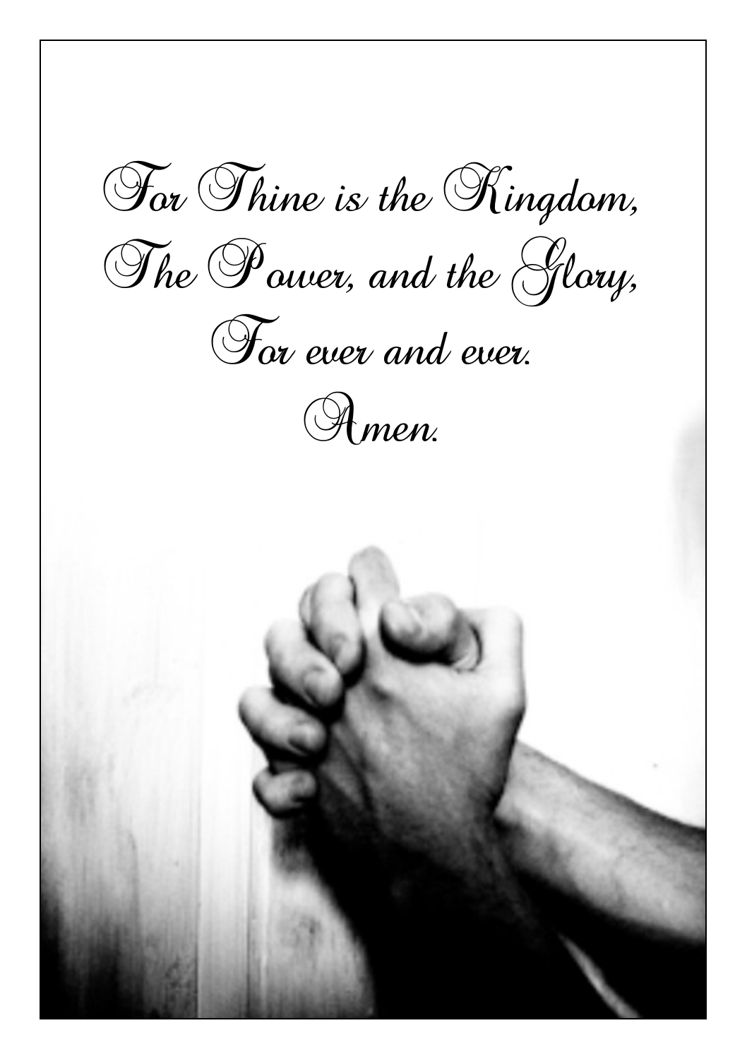For Thine is the Kingdom,
The Power, and the Glory,
For ever and ever.
Amen.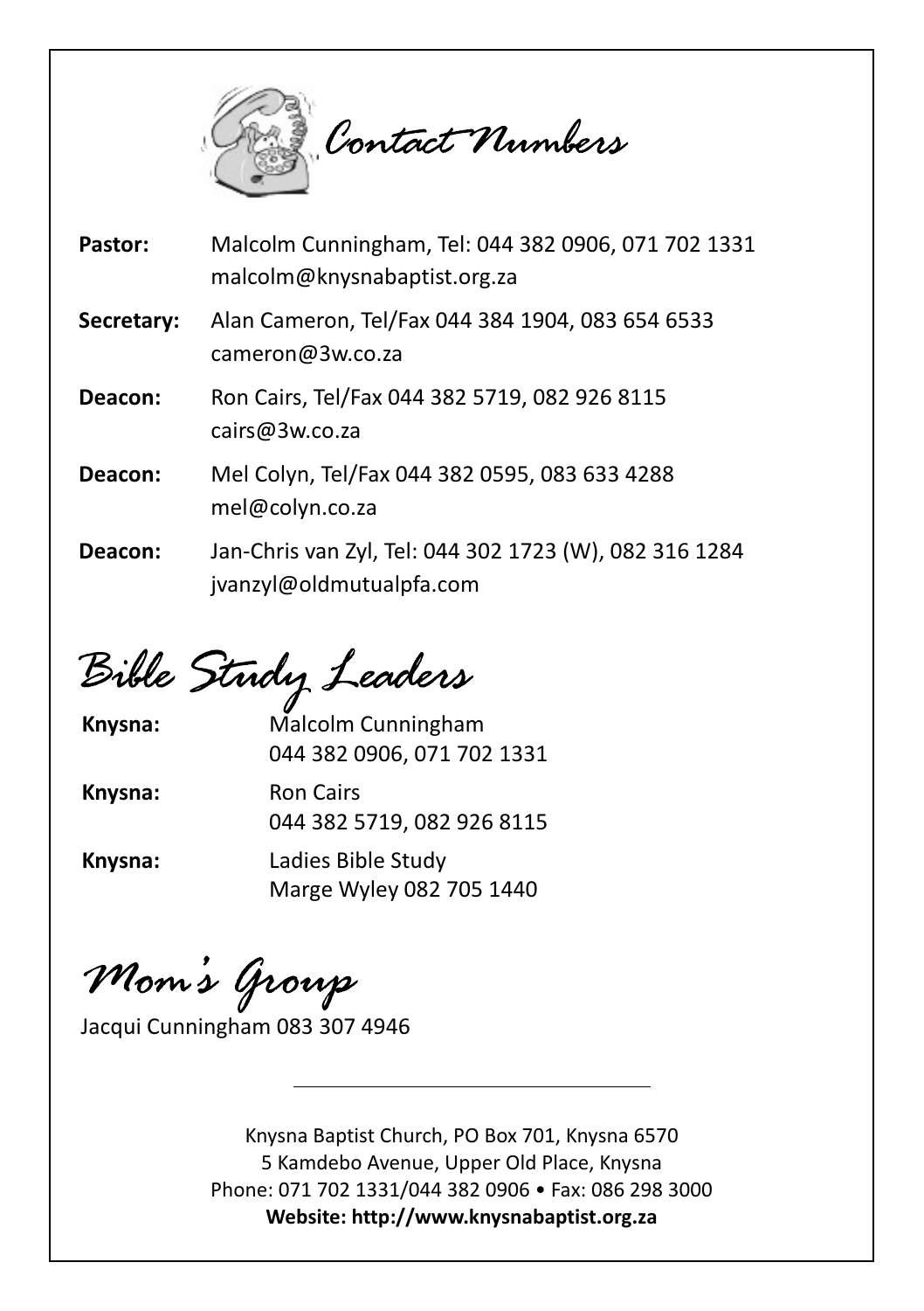# Contact Numbers

**Pastor:** Malcolm Cunningham, Tel: 044 382 0906, 071 702 1331
malcolm@knysnabaptist.org.za

**Secretary:** Alan Cameron, Tel/Fax 044 384 1904, 083 654 6533
cameron@3w.co.za

**Deacon:** Ron Cairs, Tel/Fax 044 382 5719, 082 926 8115
cairs@3w.co.za

**Deacon:** Mel Colyn, Tel/Fax 044 382 0595, 083 633 4288
mel@colyn.co.za

**Deacon:** Jan-Chris van Zyl, Tel: 044 302 1723 (W), 082 316 1284
jvanzyl@oldmutualpfa.com

# Bible Study Leaders

**Knysna:** Malcolm Cunningham
044 382 0906, 071 702 1331

**Knysna:** Ron Cairs
044 382 5719, 082 926 8115

**Knysna:** Ladies Bible Study
Marge Wyley 082 705 1440

# Mom's Group

Jacqui Cunningham 083 307 4946

---

Knysna Baptist Church, PO Box 701, Knysna 6570
5 Kamdebo Avenue, Upper Old Place, Knysna
Phone: 071 702 1331/044 382 0906 • Fax: 086 298 3000
**Website: http://www.knysnabaptist.org.za**